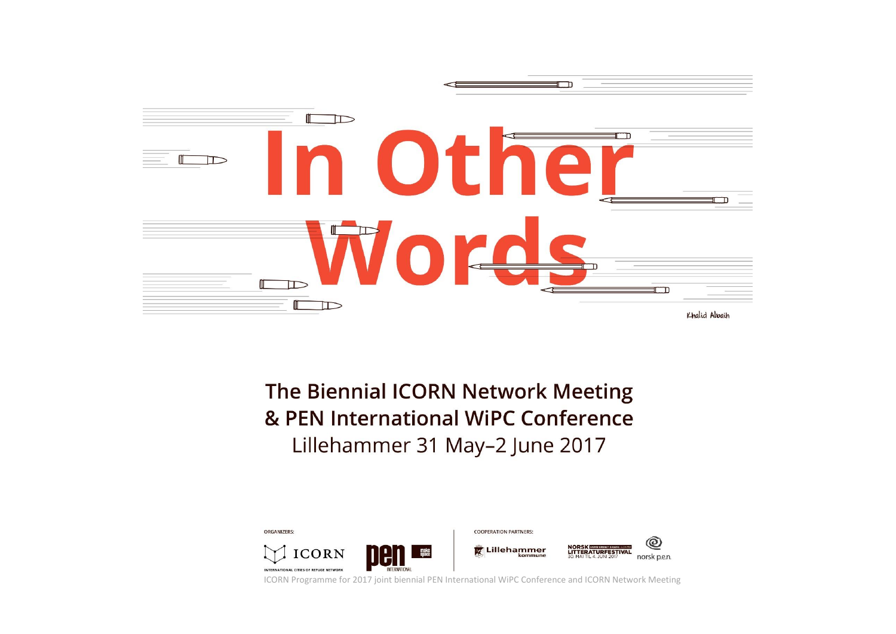# In Other Words

Khalid Albaih

## The Biennial ICORN Network Meeting & PEN International WiPC Conference

Lillehammer 31 May–2 June 2017

ORGANIZERS:

ICORN — INTERNATIONAL CITIES OF REFUGE NETWORK

PEN INTERNATIONAL

make space

COOPERATION PARTNERS:

Lillehammer kommune

NORSK LITTERATURFESTIVAL 30. MAI TIL 4. JUNI 2017

norsk p.e.n.

ICORN Programme for 2017 joint biennial PEN International WiPC Conference and ICORN Network Meeting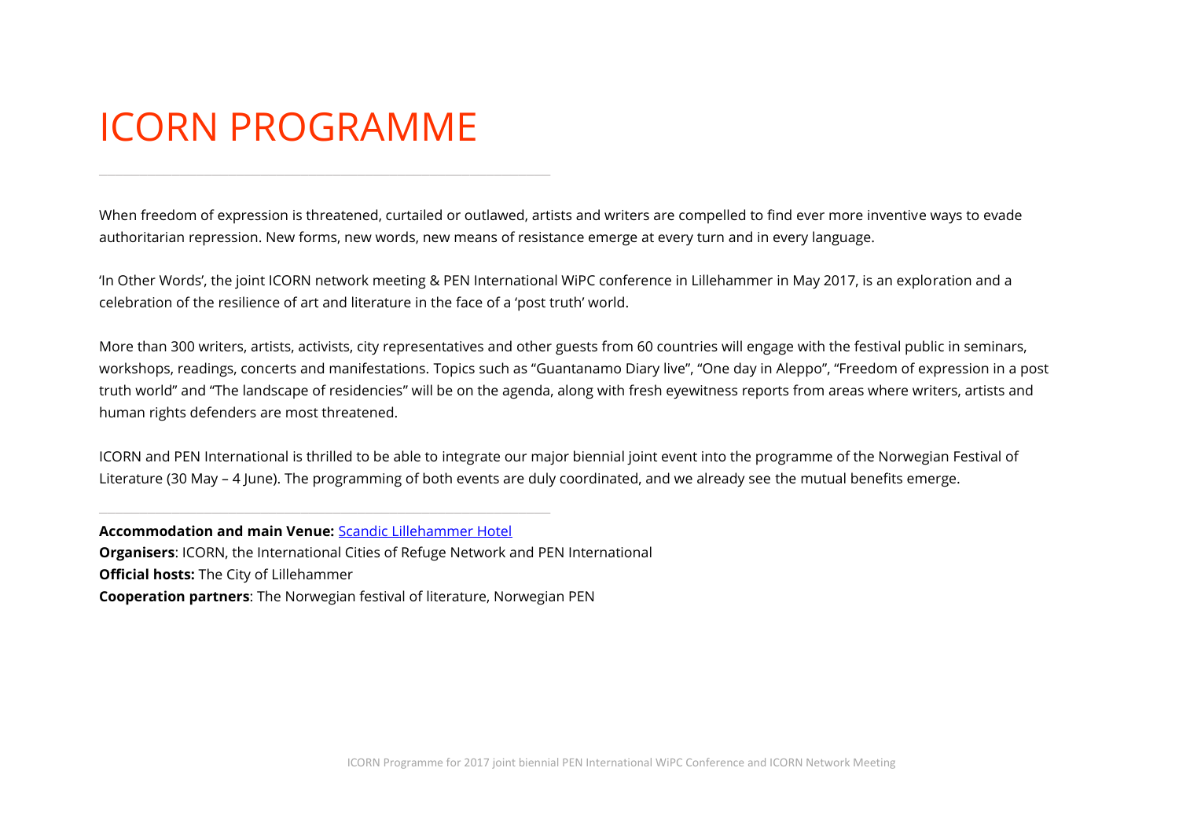# ICORN PROGRAMME

---

When freedom of expression is threatened, curtailed or outlawed, artists and writers are compelled to find ever more inventive ways to evade authoritarian repression. New forms, new words, new means of resistance emerge at every turn and in every language.

'In Other Words', the joint ICORN network meeting & PEN International WiPC conference in Lillehammer in May 2017, is an exploration and a celebration of the resilience of art and literature in the face of a 'post truth' world.

More than 300 writers, artists, activists, city representatives and other guests from 60 countries will engage with the festival public in seminars, workshops, readings, concerts and manifestations. Topics such as "Guantanamo Diary live", "One day in Aleppo", "Freedom of expression in a post truth world" and "The landscape of residencies" will be on the agenda, along with fresh eyewitness reports from areas where writers, artists and human rights defenders are most threatened.

ICORN and PEN International is thrilled to be able to integrate our major biennial joint event into the programme of the Norwegian Festival of Literature (30 May – 4 June). The programming of both events are duly coordinated, and we already see the mutual benefits emerge.

---

**Accommodation and main Venue:** Scandic Lillehammer Hotel
**Organisers**: ICORN, the International Cities of Refuge Network and PEN International
**Official hosts:** The City of Lillehammer
**Cooperation partners**: The Norwegian festival of literature, Norwegian PEN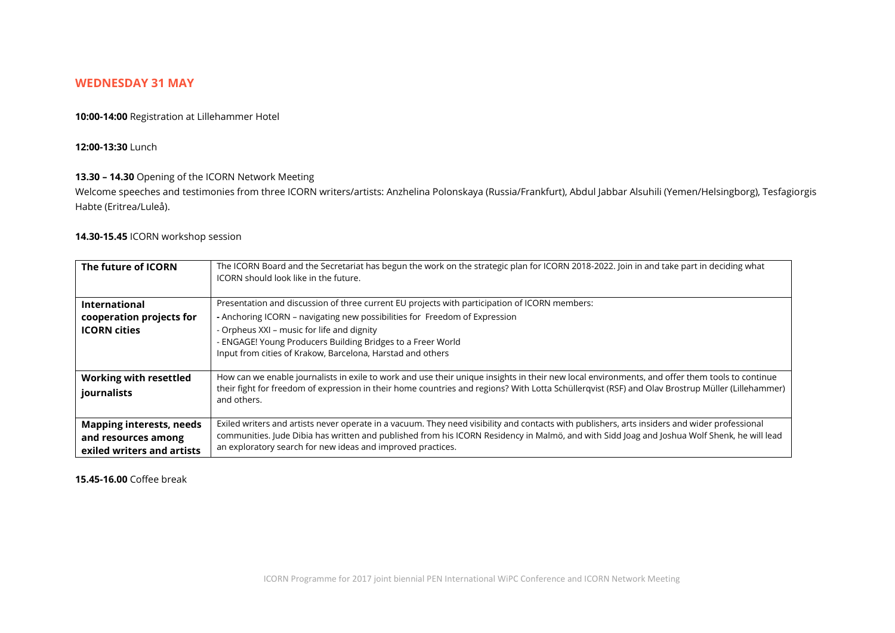## WEDNESDAY 31 MAY

**10:00-14:00** Registration at Lillehammer Hotel

**12:00-13:30** Lunch

**13.30 – 14.30** Opening of the ICORN Network Meeting

Welcome speeches and testimonies from three ICORN writers/artists: Anzhelina Polonskaya (Russia/Frankfurt), Abdul Jabbar Alsuhili (Yemen/Helsingborg), Tesfagiorgis Habte (Eritrea/Luleå).

**14.30-15.45** ICORN workshop session

| | |
|---|---|
| **The future of ICORN** | The ICORN Board and the Secretariat has begun the work on the strategic plan for ICORN 2018-2022. Join in and take part in deciding what ICORN should look like in the future. |
| **International cooperation projects for ICORN cities** | Presentation and discussion of three current EU projects with participation of ICORN members:<br>- Anchoring ICORN – navigating new possibilities for Freedom of Expression<br>- Orpheus XXI – music for life and dignity<br>- ENGAGE! Young Producers Building Bridges to a Freer World<br>Input from cities of Krakow, Barcelona, Harstad and others |
| **Working with resettled journalists** | How can we enable journalists in exile to work and use their unique insights in their new local environments, and offer them tools to continue their fight for freedom of expression in their home countries and regions? With Lotta Schüllerqvist (RSF) and Olav Brostrup Müller (Lillehammer) and others. |
| **Mapping interests, needs and resources among exiled writers and artists** | Exiled writers and artists never operate in a vacuum. They need visibility and contacts with publishers, arts insiders and wider professional communities. Jude Dibia has written and published from his ICORN Residency in Malmö, and with Sidd Joag and Joshua Wolf Shenk, he will lead an exploratory search for new ideas and improved practices. |

**15.45-16.00** Coffee break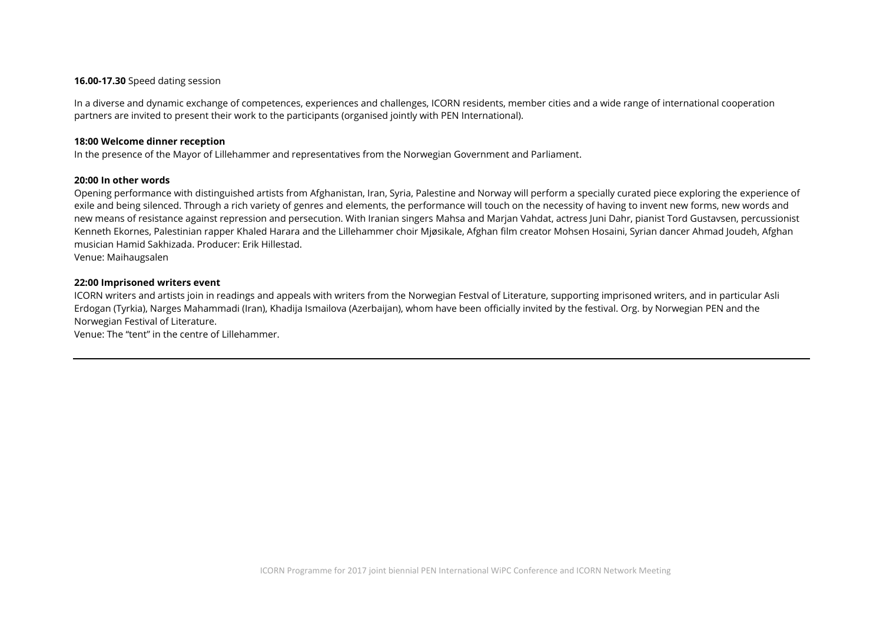**16.00-17.30** Speed dating session

In a diverse and dynamic exchange of competences, experiences and challenges, ICORN residents, member cities and a wide range of international cooperation partners are invited to present their work to the participants (organised jointly with PEN International).

**18:00 Welcome dinner reception**

In the presence of the Mayor of Lillehammer and representatives from the Norwegian Government and Parliament.

**20:00 In other words**

Opening performance with distinguished artists from Afghanistan, Iran, Syria, Palestine and Norway will perform a specially curated piece exploring the experience of exile and being silenced. Through a rich variety of genres and elements, the performance will touch on the necessity of having to invent new forms, new words and new means of resistance against repression and persecution. With Iranian singers Mahsa and Marjan Vahdat, actress Juni Dahr, pianist Tord Gustavsen, percussionist Kenneth Ekornes, Palestinian rapper Khaled Harara and the Lillehammer choir Mjøsikale, Afghan film creator Mohsen Hosaini, Syrian dancer Ahmad Joudeh, Afghan musician Hamid Sakhizada. Producer: Erik Hillestad.

Venue: Maihaugsalen

**22:00 Imprisoned writers event**

ICORN writers and artists join in readings and appeals with writers from the Norwegian Festval of Literature, supporting imprisoned writers, and in particular Asli Erdogan (Tyrkia), Narges Mahammadi (Iran), Khadija Ismailova (Azerbaijan), whom have been officially invited by the festival. Org. by Norwegian PEN and the Norwegian Festival of Literature.

Venue: The "tent" in the centre of Lillehammer.

---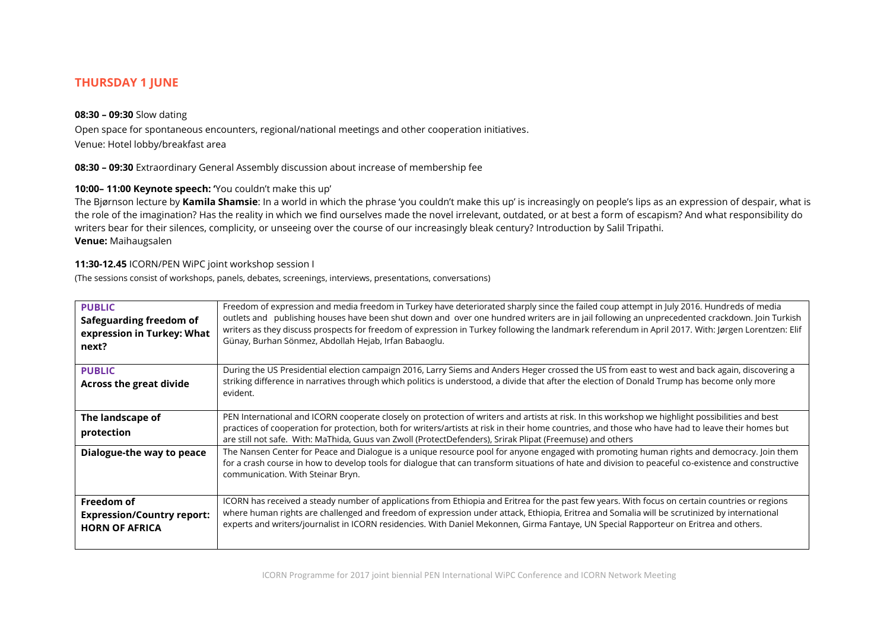## THURSDAY 1 JUNE

**08:30 – 09:30** Slow dating

Open space for spontaneous encounters, regional/national meetings and other cooperation initiatives.

Venue: Hotel lobby/breakfast area

**08:30 – 09:30** Extraordinary General Assembly discussion about increase of membership fee

**10:00– 11:00 Keynote speech:** 'You couldn't make this up'

The Bjørnson lecture by **Kamila Shamsie**: In a world in which the phrase 'you couldn't make this up' is increasingly on people's lips as an expression of despair, what is the role of the imagination? Has the reality in which we find ourselves made the novel irrelevant, outdated, or at best a form of escapism? And what responsibility do writers bear for their silences, complicity, or unseeing over the course of our increasingly bleak century? Introduction by Salil Tripathi.

**Venue:** Maihaugsalen

**11:30-12.45** ICORN/PEN WiPC joint workshop session I

(The sessions consist of workshops, panels, debates, screenings, interviews, presentations, conversations)

| Session | Description |
|---|---|
| **PUBLIC**<br>**Safeguarding freedom of expression in Turkey: What next?** | Freedom of expression and media freedom in Turkey have deteriorated sharply since the failed coup attempt in July 2016. Hundreds of media outlets and publishing houses have been shut down and over one hundred writers are in jail following an unprecedented crackdown. Join Turkish writers as they discuss prospects for freedom of expression in Turkey following the landmark referendum in April 2017. With: Jørgen Lorentzen: Elif Günay, Burhan Sönmez, Abdollah Hejab, Irfan Babaoglu. |
| **PUBLIC**<br>**Across the great divide** | During the US Presidential election campaign 2016, Larry Siems and Anders Heger crossed the US from east to west and back again, discovering a striking difference in narratives through which politics is understood, a divide that after the election of Donald Trump has become only more evident. |
| **The landscape of protection** | PEN International and ICORN cooperate closely on protection of writers and artists at risk. In this workshop we highlight possibilities and best practices of cooperation for protection, both for writers/artists at risk in their home countries, and those who have had to leave their homes but are still not safe. With: MaThida, Guus van Zwoll (ProtectDefenders), Srirak Plipat (Freemuse) and others |
| **Dialogue-the way to peace** | The Nansen Center for Peace and Dialogue is a unique resource pool for anyone engaged with promoting human rights and democracy. Join them for a crash course in how to develop tools for dialogue that can transform situations of hate and division to peaceful co-existence and constructive communication. With Steinar Bryn. |
| **Freedom of Expression/Country report: HORN OF AFRICA** | ICORN has received a steady number of applications from Ethiopia and Eritrea for the past few years. With focus on certain countries or regions where human rights are challenged and freedom of expression under attack, Ethiopia, Eritrea and Somalia will be scrutinized by international experts and writers/journalist in ICORN residencies. With Daniel Mekonnen, Girma Fantaye, UN Special Rapporteur on Eritrea and others. |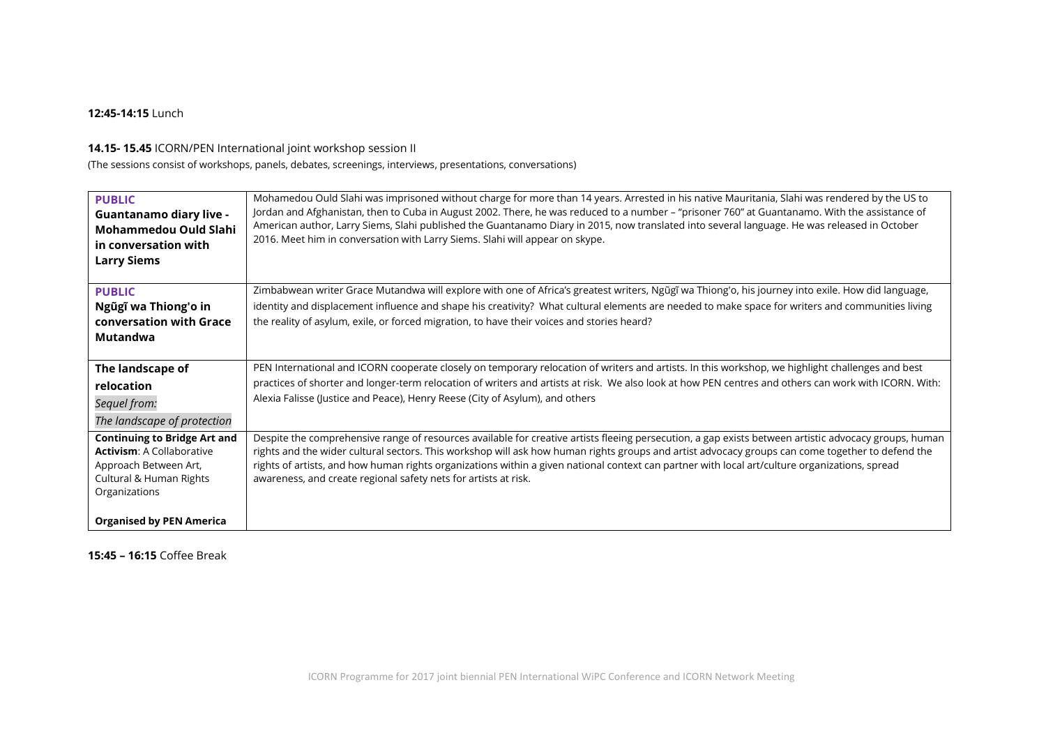**12:45-14:15** Lunch

**14.15- 15.45** ICORN/PEN International joint workshop session II

(The sessions consist of workshops, panels, debates, screenings, interviews, presentations, conversations)

| | |
|---|---|
| **PUBLIC**<br>**Guantanamo diary live - Mohammedou Ould Slahi in conversation with Larry Siems** | Mohamedou Ould Slahi was imprisoned without charge for more than 14 years. Arrested in his native Mauritania, Slahi was rendered by the US to Jordan and Afghanistan, then to Cuba in August 2002. There, he was reduced to a number – "prisoner 760" at Guantanamo. With the assistance of American author, Larry Siems, Slahi published the Guantanamo Diary in 2015, now translated into several language. He was released in October 2016. Meet him in conversation with Larry Siems. Slahi will appear on skype. |
| **PUBLIC**<br>**Ngũgĩ wa Thiong'o in conversation with Grace Mutandwa** | Zimbabwean writer Grace Mutandwa will explore with one of Africa's greatest writers, Ngũgĩ wa Thiong'o, his journey into exile. How did language, identity and displacement influence and shape his creativity? What cultural elements are needed to make space for writers and communities living the reality of asylum, exile, or forced migration, to have their voices and stories heard? |
| **The landscape of relocation**<br>*Sequel from:*<br>*The landscape of protection* | PEN International and ICORN cooperate closely on temporary relocation of writers and artists. In this workshop, we highlight challenges and best practices of shorter and longer-term relocation of writers and artists at risk. We also look at how PEN centres and others can work with ICORN. With: Alexia Falisse (Justice and Peace), Henry Reese (City of Asylum), and others |
| **Continuing to Bridge Art and Activism**: A Collaborative Approach Between Art, Cultural & Human Rights Organizations<br><br>**Organised by PEN America** | Despite the comprehensive range of resources available for creative artists fleeing persecution, a gap exists between artistic advocacy groups, human rights and the wider cultural sectors. This workshop will ask how human rights groups and artist advocacy groups can come together to defend the rights of artists, and how human rights organizations within a given national context can partner with local art/culture organizations, spread awareness, and create regional safety nets for artists at risk. |

**15:45 – 16:15** Coffee Break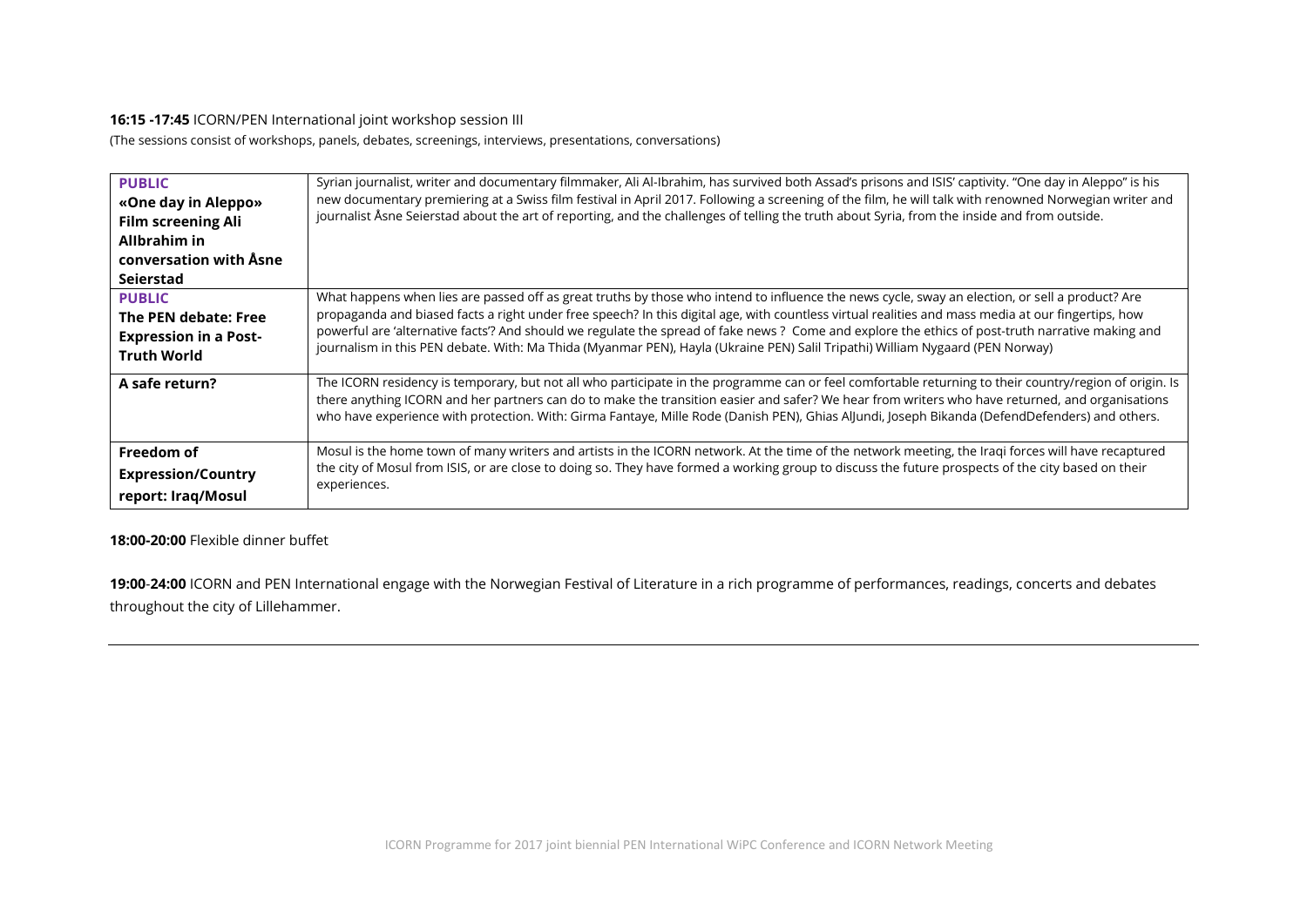**16:15 -17:45** ICORN/PEN International joint workshop session III

(The sessions consist of workshops, panels, debates, screenings, interviews, presentations, conversations)

| | |
|---|---|
| **PUBLIC** **«One day in Aleppo» Film screening Ali AlIbrahim in conversation with Åsne Seierstad** | Syrian journalist, writer and documentary filmmaker, Ali Al-Ibrahim, has survived both Assad's prisons and ISIS' captivity. "One day in Aleppo" is his new documentary premiering at a Swiss film festival in April 2017. Following a screening of the film, he will talk with renowned Norwegian writer and journalist Åsne Seierstad about the art of reporting, and the challenges of telling the truth about Syria, from the inside and from outside. |
| **PUBLIC** **The PEN debate: Free Expression in a Post-Truth World** | What happens when lies are passed off as great truths by those who intend to influence the news cycle, sway an election, or sell a product? Are propaganda and biased facts a right under free speech? In this digital age, with countless virtual realities and mass media at our fingertips, how powerful are 'alternative facts'? And should we regulate the spread of fake news ? Come and explore the ethics of post-truth narrative making and journalism in this PEN debate. With: Ma Thida (Myanmar PEN), Hayla (Ukraine PEN) Salil Tripathi) William Nygaard (PEN Norway) |
| **A safe return?** | The ICORN residency is temporary, but not all who participate in the programme can or feel comfortable returning to their country/region of origin. Is there anything ICORN and her partners can do to make the transition easier and safer? We hear from writers who have returned, and organisations who have experience with protection. With: Girma Fantaye, Mille Rode (Danish PEN), Ghias AlJundi, Joseph Bikanda (DefendDefenders) and others. |
| **Freedom of Expression/Country report: Iraq/Mosul** | Mosul is the home town of many writers and artists in the ICORN network. At the time of the network meeting, the Iraqi forces will have recaptured the city of Mosul from ISIS, or are close to doing so. They have formed a working group to discuss the future prospects of the city based on their experiences. |

**18:00-20:00** Flexible dinner buffet

**19:00**-**24:00** ICORN and PEN International engage with the Norwegian Festival of Literature in a rich programme of performances, readings, concerts and debates throughout the city of Lillehammer.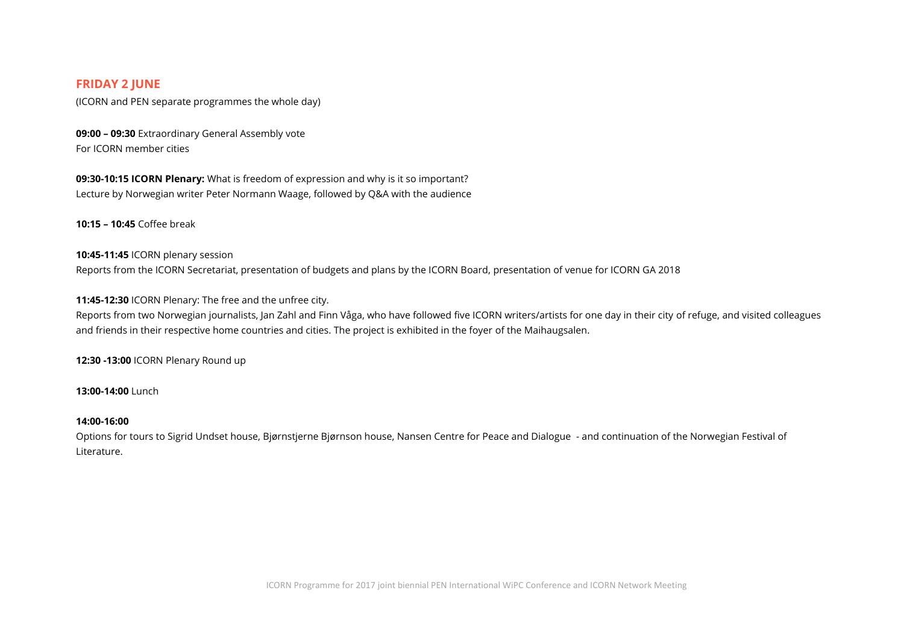## FRIDAY 2 JUNE

(ICORN and PEN separate programmes the whole day)

**09:00 – 09:30** Extraordinary General Assembly vote
For ICORN member cities

**09:30-10:15 ICORN Plenary:** What is freedom of expression and why is it so important?
Lecture by Norwegian writer Peter Normann Waage, followed by Q&A with the audience

**10:15 – 10:45** Coffee break

**10:45-11:45** ICORN plenary session
Reports from the ICORN Secretariat, presentation of budgets and plans by the ICORN Board, presentation of venue for ICORN GA 2018

**11:45-12:30** ICORN Plenary: The free and the unfree city.
Reports from two Norwegian journalists, Jan Zahl and Finn Våga, who have followed five ICORN writers/artists for one day in their city of refuge, and visited colleagues and friends in their respective home countries and cities. The project is exhibited in the foyer of the Maihaugsalen.

**12:30 -13:00** ICORN Plenary Round up

**13:00-14:00** Lunch

**14:00-16:00**
Options for tours to Sigrid Undset house, Bjørnstjerne Bjørnson house, Nansen Centre for Peace and Dialogue - and continuation of the Norwegian Festival of Literature.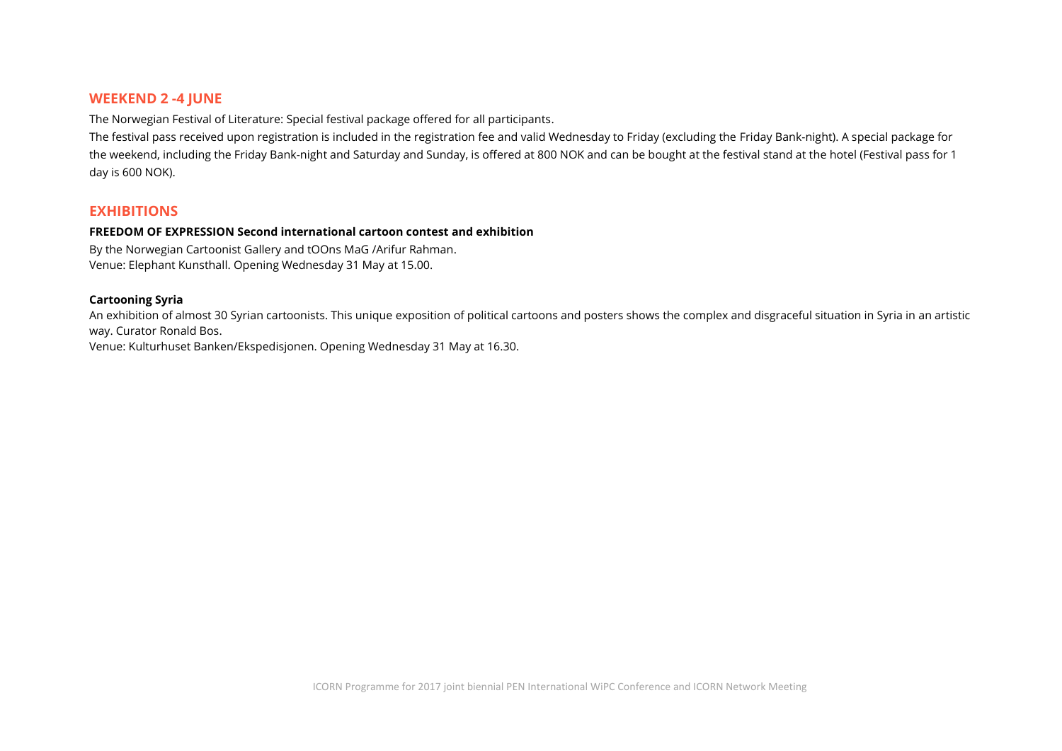## WEEKEND 2 -4 JUNE

The Norwegian Festival of Literature: Special festival package offered for all participants.

The festival pass received upon registration is included in the registration fee and valid Wednesday to Friday (excluding the Friday Bank-night). A special package for the weekend, including the Friday Bank-night and Saturday and Sunday, is offered at 800 NOK and can be bought at the festival stand at the hotel (Festival pass for 1 day is 600 NOK).

## EXHIBITIONS

**FREEDOM OF EXPRESSION Second international cartoon contest and exhibition**

By the Norwegian Cartoonist Gallery and tOOns MaG /Arifur Rahman.
Venue: Elephant Kunsthall. Opening Wednesday 31 May at 15.00.

**Cartooning Syria**

An exhibition of almost 30 Syrian cartoonists. This unique exposition of political cartoons and posters shows the complex and disgraceful situation in Syria in an artistic way. Curator Ronald Bos.
Venue: Kulturhuset Banken/Ekspedisjonen. Opening Wednesday 31 May at 16.30.